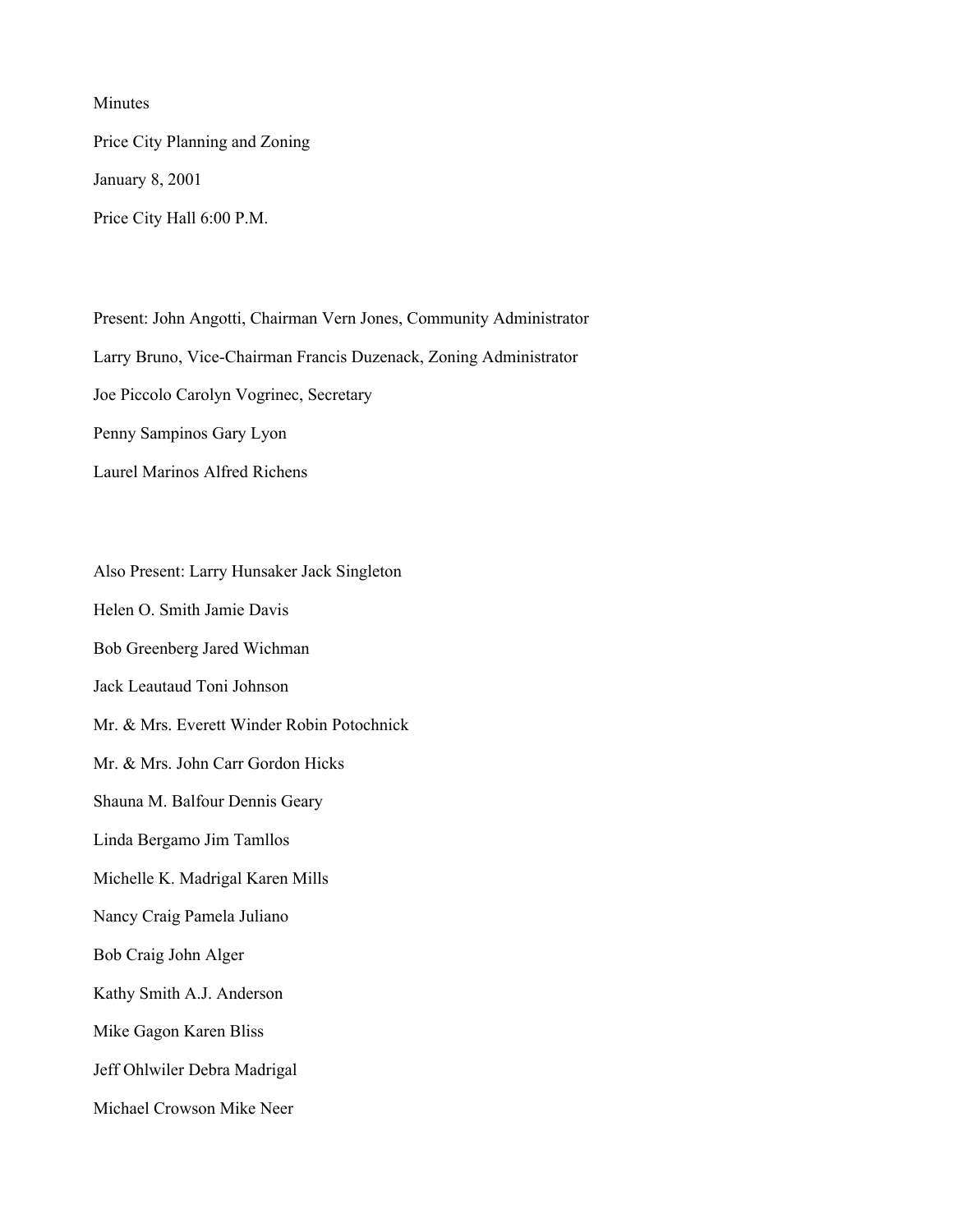Minutes

Price City Planning and Zoning

January 8, 2001

Price City Hall 6:00 P.M.

Present: John Angotti, Chairman Vern Jones, Community Administrator

Larry Bruno, Vice-Chairman Francis Duzenack, Zoning Administrator

Joe Piccolo Carolyn Vogrinec, Secretary

Penny Sampinos Gary Lyon

Laurel Marinos Alfred Richens

Also Present: Larry Hunsaker Jack Singleton

Helen O. Smith Jamie Davis

Bob Greenberg Jared Wichman

Jack Leautaud Toni Johnson

Mr. & Mrs. Everett Winder Robin Potochnick

Mr. & Mrs. John Carr Gordon Hicks

Shauna M. Balfour Dennis Geary

Linda Bergamo Jim Tamllos

Michelle K. Madrigal Karen Mills

Nancy Craig Pamela Juliano

Bob Craig John Alger

Kathy Smith A.J. Anderson

Mike Gagon Karen Bliss

Jeff Ohlwiler Debra Madrigal

Michael Crowson Mike Neer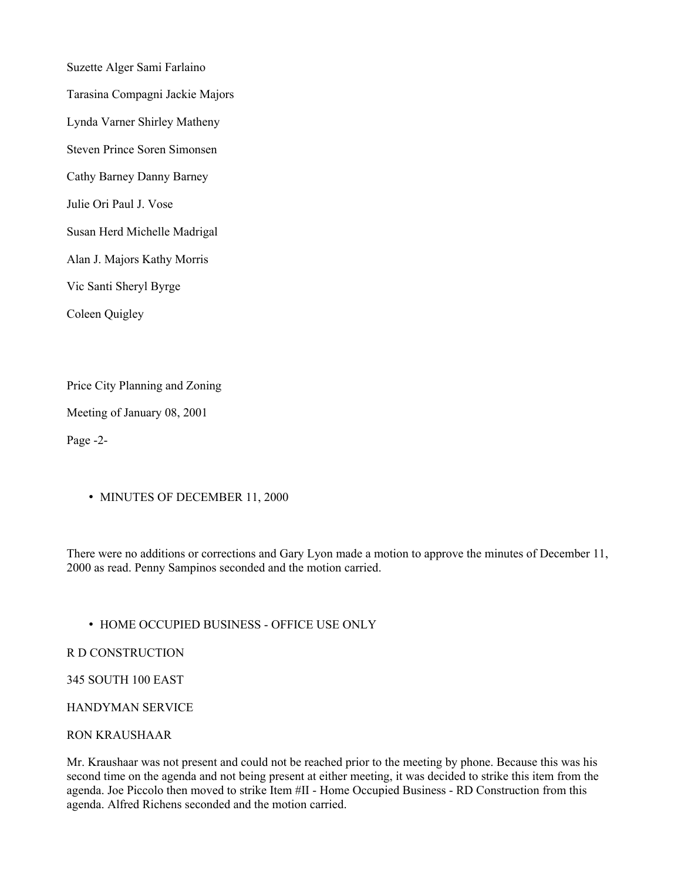Suzette Alger Sami Farlaino

Tarasina Compagni Jackie Majors

Lynda Varner Shirley Matheny

Steven Prince Soren Simonsen

Cathy Barney Danny Barney

Julie Ori Paul J. Vose

Susan Herd Michelle Madrigal

Alan J. Majors Kathy Morris

Vic Santi Sheryl Byrge

Coleen Quigley

Price City Planning and Zoning

Meeting of January 08, 2001

Page -2-

- MINUTES OF DECEMBER 11, 2000

There were no additions or corrections and Gary Lyon made a motion to approve the minutes of December 11, 2000 as read. Penny Sampinos seconded and the motion carried.

- HOME OCCUPIED BUSINESS - OFFICE USE ONLY

R D CONSTRUCTION

345 SOUTH 100 EAST

HANDYMAN SERVICE

RON KRAUSHAAR

Mr. Kraushaar was not present and could not be reached prior to the meeting by phone. Because this was his second time on the agenda and not being present at either meeting, it was decided to strike this item from the agenda. Joe Piccolo then moved to strike Item #II - Home Occupied Business - RD Construction from this agenda. Alfred Richens seconded and the motion carried.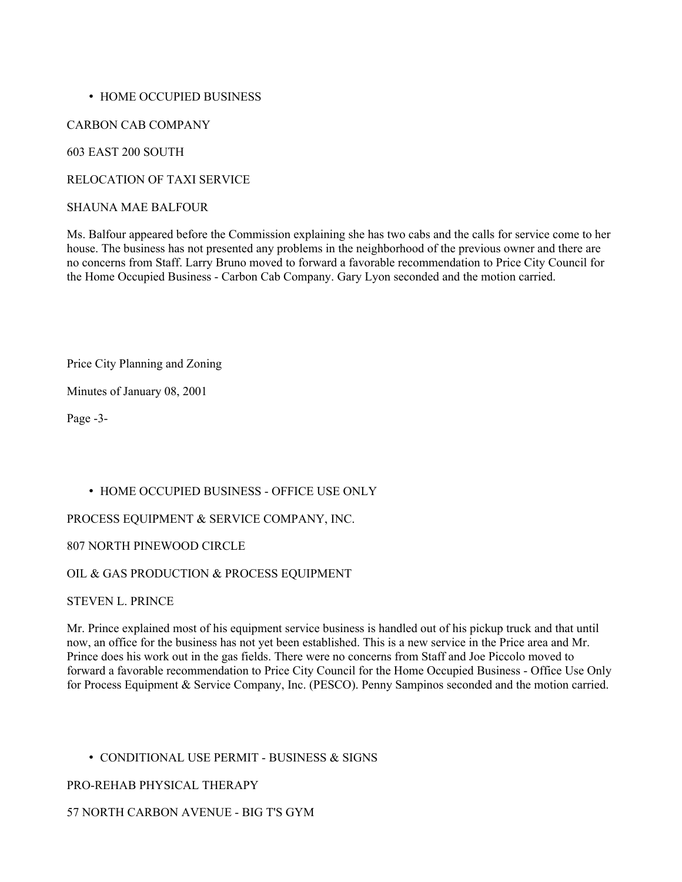- HOME OCCUPIED BUSINESS

CARBON CAB COMPANY

603 EAST 200 SOUTH

RELOCATION OF TAXI SERVICE

SHAUNA MAE BALFOUR

Ms. Balfour appeared before the Commission explaining she has two cabs and the calls for service come to her house. The business has not presented any problems in the neighborhood of the previous owner and there are no concerns from Staff. Larry Bruno moved to forward a favorable recommendation to Price City Council for the Home Occupied Business - Carbon Cab Company. Gary Lyon seconded and the motion carried.

- HOME OCCUPIED BUSINESS - OFFICE USE ONLY

PROCESS EQUIPMENT & SERVICE COMPANY, INC.

807 NORTH PINEWOOD CIRCLE

OIL & GAS PRODUCTION & PROCESS EQUIPMENT

STEVEN L. PRINCE

Mr. Prince explained most of his equipment service business is handled out of his pickup truck and that until now, an office for the business has not yet been established. This is a new service in the Price area and Mr. Prince does his work out in the gas fields. There were no concerns from Staff and Joe Piccolo moved to forward a favorable recommendation to Price City Council for the Home Occupied Business - Office Use Only for Process Equipment & Service Company, Inc. (PESCO). Penny Sampinos seconded and the motion carried.

- CONDITIONAL USE PERMIT - BUSINESS & SIGNS

PRO-REHAB PHYSICAL THERAPY

57 NORTH CARBON AVENUE - BIG T'S GYM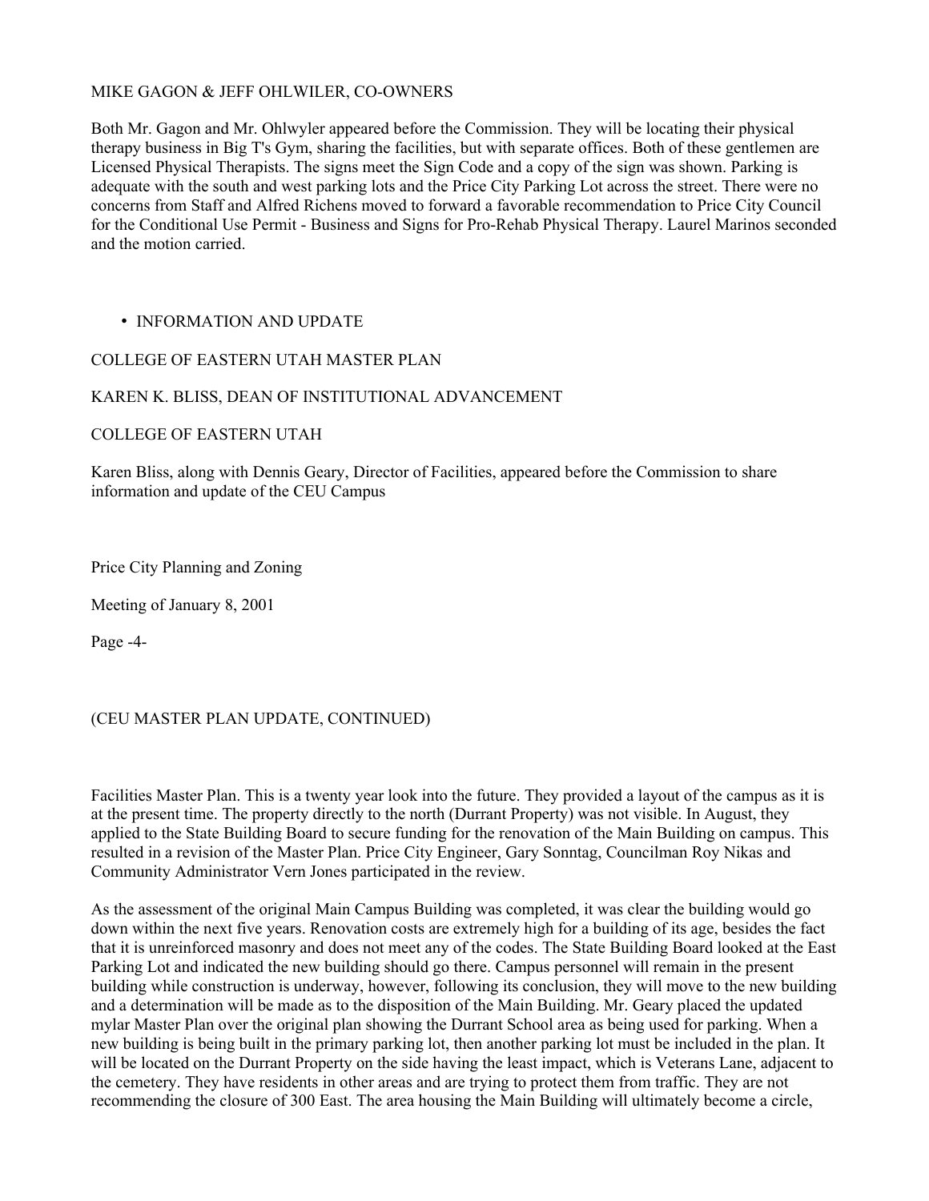MIKE GAGON & JEFF OHLWILER, CO-OWNERS

Both Mr. Gagon and Mr. Ohlwyler appeared before the Commission. They will be locating their physical therapy business in Big T's Gym, sharing the facilities, but with separate offices. Both of these gentlemen are Licensed Physical Therapists. The signs meet the Sign Code and a copy of the sign was shown. Parking is adequate with the south and west parking lots and the Price City Parking Lot across the street. There were no concerns from Staff and Alfred Richens moved to forward a favorable recommendation to Price City Council for the Conditional Use Permit - Business and Signs for Pro-Rehab Physical Therapy. Laurel Marinos seconded and the motion carried.

- INFORMATION AND UPDATE

COLLEGE OF EASTERN UTAH MASTER PLAN

KAREN K. BLISS, DEAN OF INSTITUTIONAL ADVANCEMENT

COLLEGE OF EASTERN UTAH

Karen Bliss, along with Dennis Geary, Director of Facilities, appeared before the Commission to share information and update of the CEU Campus

Price City Planning and Zoning

Meeting of January 8, 2001

Page -4-

(CEU MASTER PLAN UPDATE, CONTINUED)

Facilities Master Plan. This is a twenty year look into the future. They provided a layout of the campus as it is at the present time. The property directly to the north (Durrant Property) was not visible. In August, they applied to the State Building Board to secure funding for the renovation of the Main Building on campus. This resulted in a revision of the Master Plan. Price City Engineer, Gary Sonntag, Councilman Roy Nikas and Community Administrator Vern Jones participated in the review.

As the assessment of the original Main Campus Building was completed, it was clear the building would go down within the next five years. Renovation costs are extremely high for a building of its age, besides the fact that it is unreinforced masonry and does not meet any of the codes. The State Building Board looked at the East Parking Lot and indicated the new building should go there. Campus personnel will remain in the present building while construction is underway, however, following its conclusion, they will move to the new building and a determination will be made as to the disposition of the Main Building. Mr. Geary placed the updated mylar Master Plan over the original plan showing the Durrant School area as being used for parking. When a new building is being built in the primary parking lot, then another parking lot must be included in the plan. It will be located on the Durrant Property on the side having the least impact, which is Veterans Lane, adjacent to the cemetery. They have residents in other areas and are trying to protect them from traffic. They are not recommending the closure of 300 East. The area housing the Main Building will ultimately become a circle,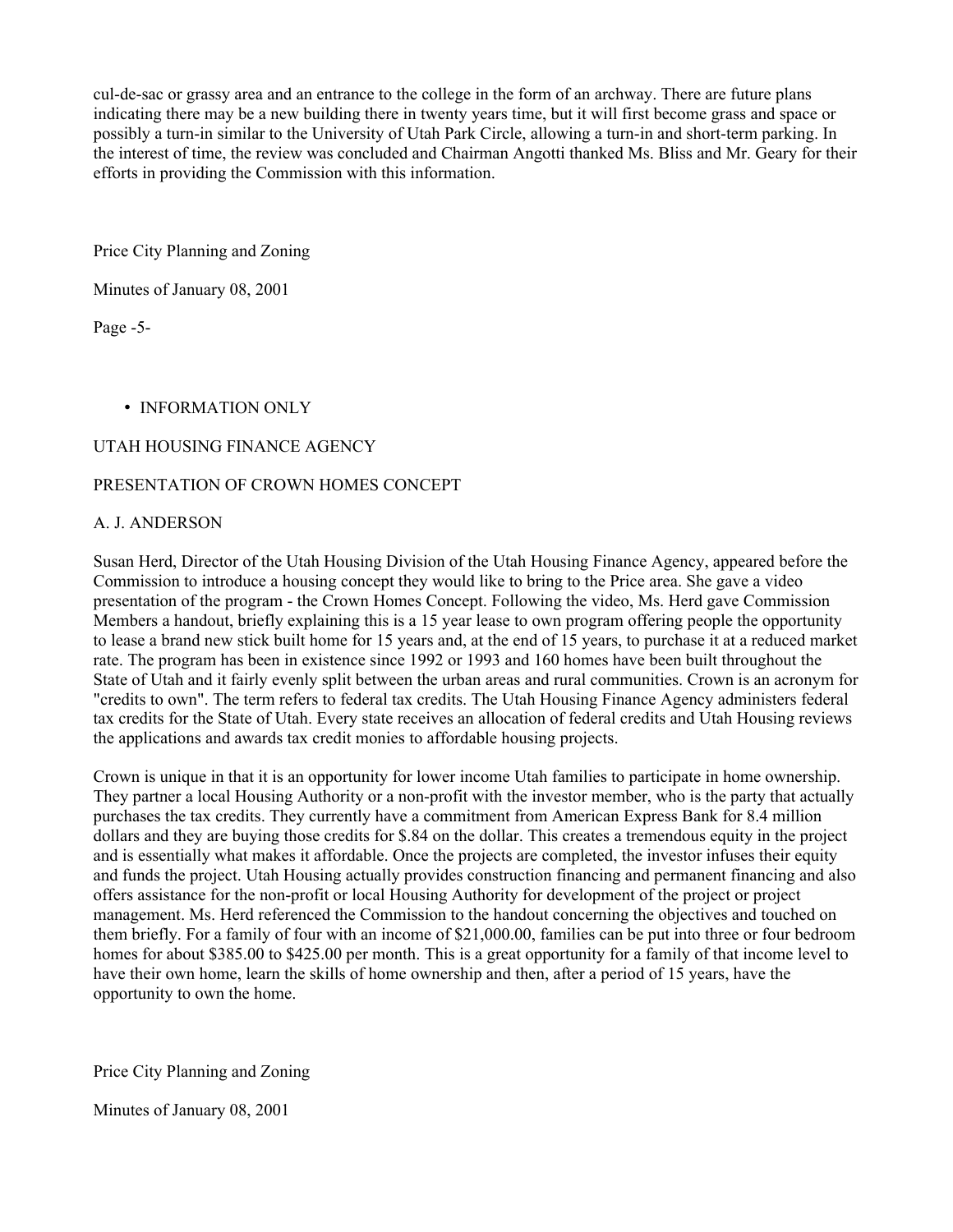cul-de-sac or grassy area and an entrance to the college in the form of an archway. There are future plans indicating there may be a new building there in twenty years time, but it will first become grass and space or possibly a turn-in similar to the University of Utah Park Circle, allowing a turn-in and short-term parking. In the interest of time, the review was concluded and Chairman Angotti thanked Ms. Bliss and Mr. Geary for their efforts in providing the Commission with this information.

- INFORMATION ONLY

UTAH HOUSING FINANCE AGENCY

PRESENTATION OF CROWN HOMES CONCEPT

A. J. ANDERSON

Susan Herd, Director of the Utah Housing Division of the Utah Housing Finance Agency, appeared before the Commission to introduce a housing concept they would like to bring to the Price area. She gave a video presentation of the program - the Crown Homes Concept. Following the video, Ms. Herd gave Commission Members a handout, briefly explaining this is a 15 year lease to own program offering people the opportunity to lease a brand new stick built home for 15 years and, at the end of 15 years, to purchase it at a reduced market rate. The program has been in existence since 1992 or 1993 and 160 homes have been built throughout the State of Utah and it fairly evenly split between the urban areas and rural communities. Crown is an acronym for "credits to own". The term refers to federal tax credits. The Utah Housing Finance Agency administers federal tax credits for the State of Utah. Every state receives an allocation of federal credits and Utah Housing reviews the applications and awards tax credit monies to affordable housing projects.

Crown is unique in that it is an opportunity for lower income Utah families to participate in home ownership. They partner a local Housing Authority or a non-profit with the investor member, who is the party that actually purchases the tax credits. They currently have a commitment from American Express Bank for 8.4 million dollars and they are buying those credits for $.84 on the dollar. This creates a tremendous equity in the project and is essentially what makes it affordable. Once the projects are completed, the investor infuses their equity and funds the project. Utah Housing actually provides construction financing and permanent financing and also offers assistance for the non-profit or local Housing Authority for development of the project or project management. Ms. Herd referenced the Commission to the handout concerning the objectives and touched on them briefly. For a family of four with an income of $21,000.00, families can be put into three or four bedroom homes for about $385.00 to $425.00 per month. This is a great opportunity for a family of that income level to have their own home, learn the skills of home ownership and then, after a period of 15 years, have the opportunity to own the home.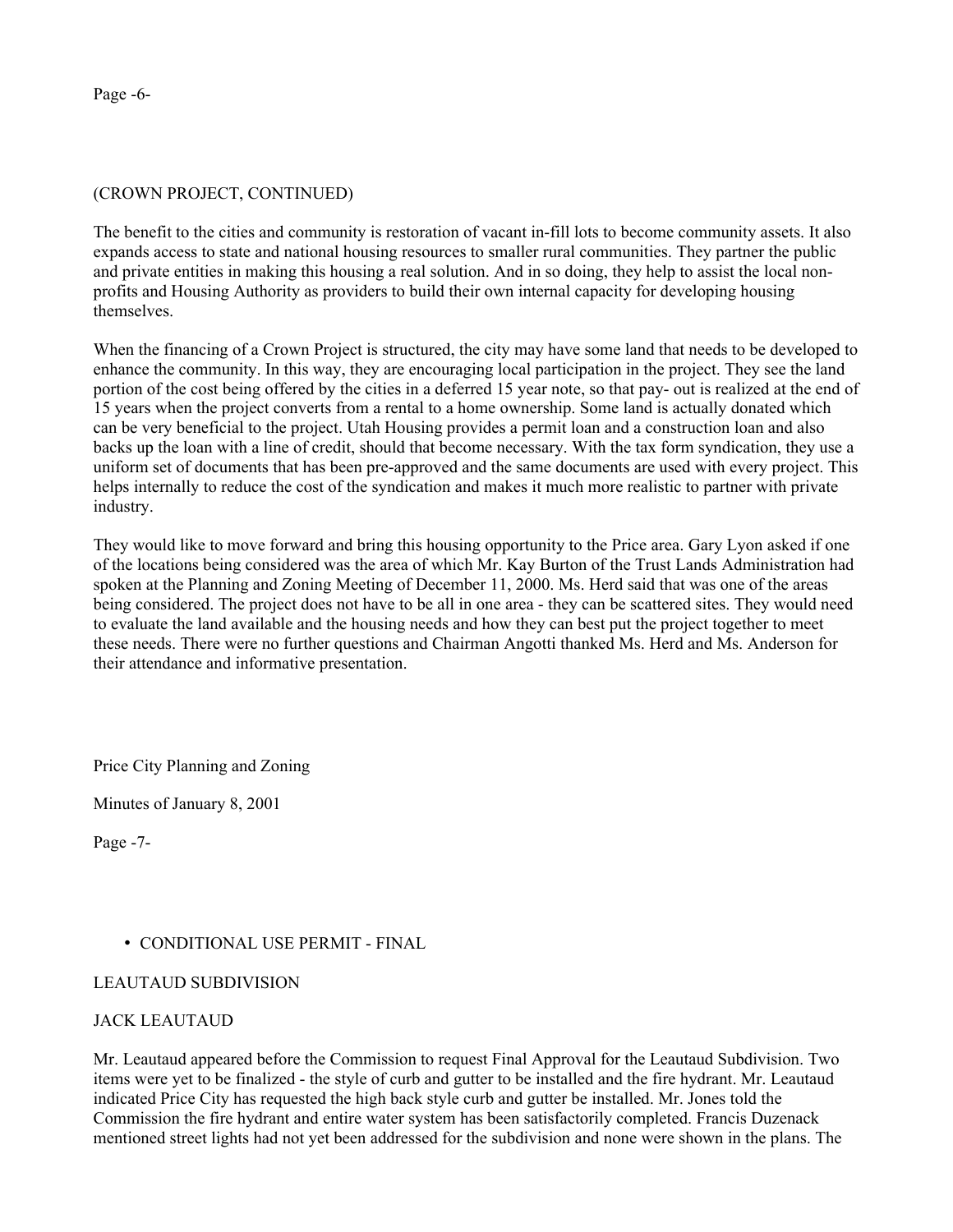(CROWN PROJECT, CONTINUED)

The benefit to the cities and community is restoration of vacant in-fill lots to become community assets. It also expands access to state and national housing resources to smaller rural communities. They partner the public and private entities in making this housing a real solution. And in so doing, they help to assist the local non-profits and Housing Authority as providers to build their own internal capacity for developing housing themselves.

When the financing of a Crown Project is structured, the city may have some land that needs to be developed to enhance the community. In this way, they are encouraging local participation in the project. They see the land portion of the cost being offered by the cities in a deferred 15 year note, so that pay- out is realized at the end of 15 years when the project converts from a rental to a home ownership. Some land is actually donated which can be very beneficial to the project. Utah Housing provides a permit loan and a construction loan and also backs up the loan with a line of credit, should that become necessary. With the tax form syndication, they use a uniform set of documents that has been pre-approved and the same documents are used with every project. This helps internally to reduce the cost of the syndication and makes it much more realistic to partner with private industry.

They would like to move forward and bring this housing opportunity to the Price area. Gary Lyon asked if one of the locations being considered was the area of which Mr. Kay Burton of the Trust Lands Administration had spoken at the Planning and Zoning Meeting of December 11, 2000. Ms. Herd said that was one of the areas being considered. The project does not have to be all in one area - they can be scattered sites. They would need to evaluate the land available and the housing needs and how they can best put the project together to meet these needs. There were no further questions and Chairman Angotti thanked Ms. Herd and Ms. Anderson for their attendance and informative presentation.

- CONDITIONAL USE PERMIT - FINAL

LEAUTAUD SUBDIVISION

JACK LEAUTAUD

Mr. Leautaud appeared before the Commission to request Final Approval for the Leautaud Subdivision. Two items were yet to be finalized - the style of curb and gutter to be installed and the fire hydrant. Mr. Leautaud indicated Price City has requested the high back style curb and gutter be installed. Mr. Jones told the Commission the fire hydrant and entire water system has been satisfactorily completed. Francis Duzenack mentioned street lights had not yet been addressed for the subdivision and none were shown in the plans. The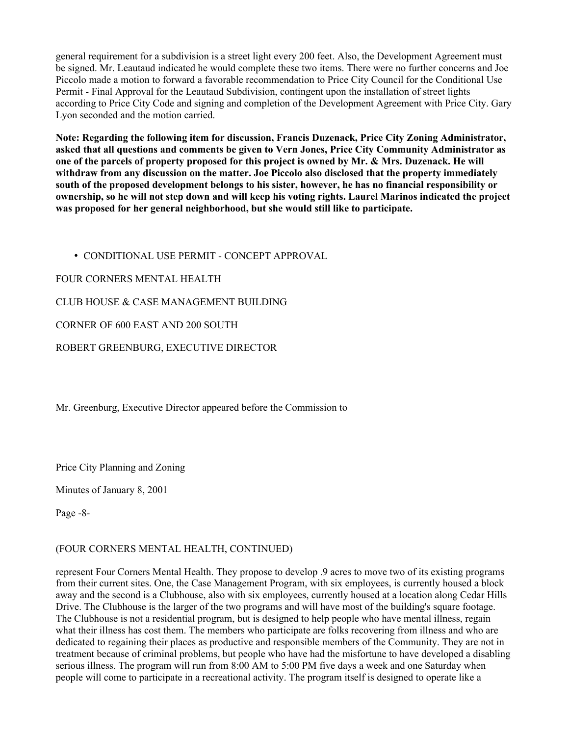general requirement for a subdivision is a street light every 200 feet. Also, the Development Agreement must be signed. Mr. Leautaud indicated he would complete these two items. There were no further concerns and Joe Piccolo made a motion to forward a favorable recommendation to Price City Council for the Conditional Use Permit - Final Approval for the Leautaud Subdivision, contingent upon the installation of street lights according to Price City Code and signing and completion of the Development Agreement with Price City. Gary Lyon seconded and the motion carried.

**Note: Regarding the following item for discussion, Francis Duzenack, Price City Zoning Administrator, asked that all questions and comments be given to Vern Jones, Price City Community Administrator as one of the parcels of property proposed for this project is owned by Mr. & Mrs. Duzenack. He will withdraw from any discussion on the matter. Joe Piccolo also disclosed that the property immediately south of the proposed development belongs to his sister, however, he has no financial responsibility or ownership, so he will not step down and will keep his voting rights. Laurel Marinos indicated the project was proposed for her general neighborhood, but she would still like to participate.**

- CONDITIONAL USE PERMIT - CONCEPT APPROVAL

FOUR CORNERS MENTAL HEALTH

CLUB HOUSE & CASE MANAGEMENT BUILDING

CORNER OF 600 EAST AND 200 SOUTH

ROBERT GREENBURG, EXECUTIVE DIRECTOR

Mr. Greenburg, Executive Director appeared before the Commission to

Price City Planning and Zoning

Minutes of January 8, 2001

Page -8-

(FOUR CORNERS MENTAL HEALTH, CONTINUED)

represent Four Corners Mental Health. They propose to develop .9 acres to move two of its existing programs from their current sites. One, the Case Management Program, with six employees, is currently housed a block away and the second is a Clubhouse, also with six employees, currently housed at a location along Cedar Hills Drive. The Clubhouse is the larger of the two programs and will have most of the building's square footage. The Clubhouse is not a residential program, but is designed to help people who have mental illness, regain what their illness has cost them. The members who participate are folks recovering from illness and who are dedicated to regaining their places as productive and responsible members of the Community. They are not in treatment because of criminal problems, but people who have had the misfortune to have developed a disabling serious illness. The program will run from 8:00 AM to 5:00 PM five days a week and one Saturday when people will come to participate in a recreational activity. The program itself is designed to operate like a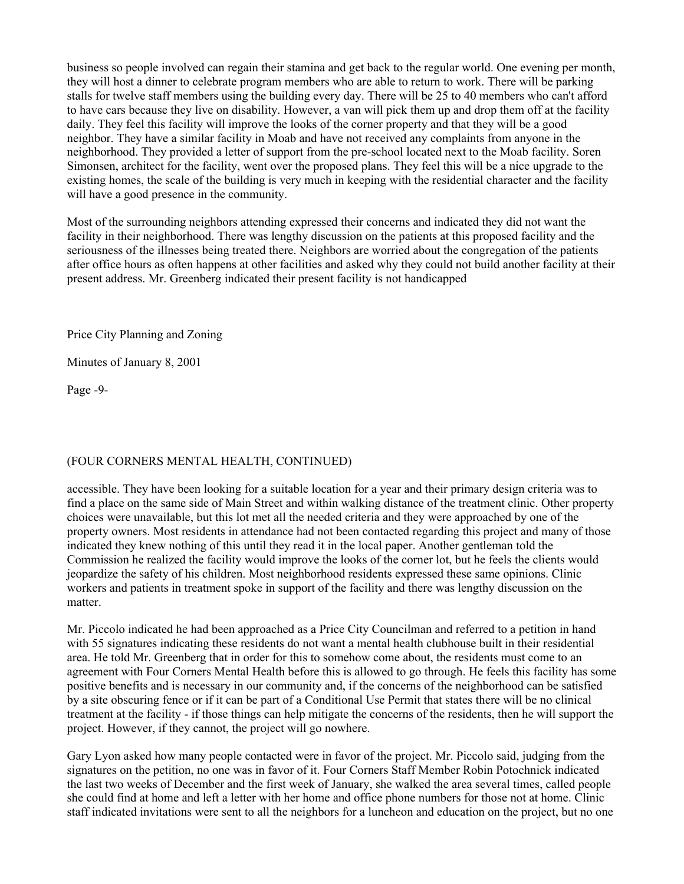business so people involved can regain their stamina and get back to the regular world. One evening per month, they will host a dinner to celebrate program members who are able to return to work. There will be parking stalls for twelve staff members using the building every day. There will be 25 to 40 members who can't afford to have cars because they live on disability. However, a van will pick them up and drop them off at the facility daily. They feel this facility will improve the looks of the corner property and that they will be a good neighbor. They have a similar facility in Moab and have not received any complaints from anyone in the neighborhood. They provided a letter of support from the pre-school located next to the Moab facility. Soren Simonsen, architect for the facility, went over the proposed plans. They feel this will be a nice upgrade to the existing homes, the scale of the building is very much in keeping with the residential character and the facility will have a good presence in the community.

Most of the surrounding neighbors attending expressed their concerns and indicated they did not want the facility in their neighborhood. There was lengthy discussion on the patients at this proposed facility and the seriousness of the illnesses being treated there. Neighbors are worried about the congregation of the patients after office hours as often happens at other facilities and asked why they could not build another facility at their present address. Mr. Greenberg indicated their present facility is not handicapped

(FOUR CORNERS MENTAL HEALTH, CONTINUED)

accessible. They have been looking for a suitable location for a year and their primary design criteria was to find a place on the same side of Main Street and within walking distance of the treatment clinic. Other property choices were unavailable, but this lot met all the needed criteria and they were approached by one of the property owners. Most residents in attendance had not been contacted regarding this project and many of those indicated they knew nothing of this until they read it in the local paper. Another gentleman told the Commission he realized the facility would improve the looks of the corner lot, but he feels the clients would jeopardize the safety of his children. Most neighborhood residents expressed these same opinions. Clinic workers and patients in treatment spoke in support of the facility and there was lengthy discussion on the matter.

Mr. Piccolo indicated he had been approached as a Price City Councilman and referred to a petition in hand with 55 signatures indicating these residents do not want a mental health clubhouse built in their residential area. He told Mr. Greenberg that in order for this to somehow come about, the residents must come to an agreement with Four Corners Mental Health before this is allowed to go through. He feels this facility has some positive benefits and is necessary in our community and, if the concerns of the neighborhood can be satisfied by a site obscuring fence or if it can be part of a Conditional Use Permit that states there will be no clinical treatment at the facility - if those things can help mitigate the concerns of the residents, then he will support the project. However, if they cannot, the project will go nowhere.

Gary Lyon asked how many people contacted were in favor of the project. Mr. Piccolo said, judging from the signatures on the petition, no one was in favor of it. Four Corners Staff Member Robin Potochnick indicated the last two weeks of December and the first week of January, she walked the area several times, called people she could find at home and left a letter with her home and office phone numbers for those not at home. Clinic staff indicated invitations were sent to all the neighbors for a luncheon and education on the project, but no one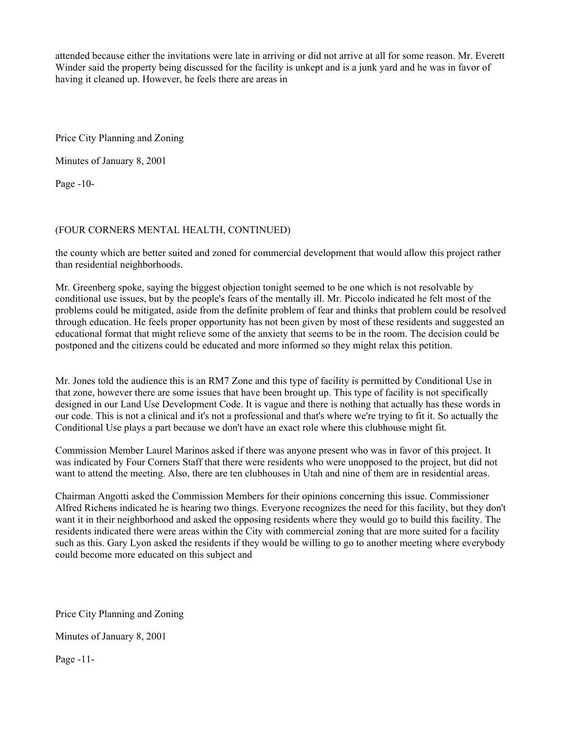attended because either the invitations were late in arriving or did not arrive at all for some reason. Mr. Everett Winder said the property being discussed for the facility is unkept and is a junk yard and he was in favor of having it cleaned up. However, he feels there are areas in

(FOUR CORNERS MENTAL HEALTH, CONTINUED)

the county which are better suited and zoned for commercial development that would allow this project rather than residential neighborhoods.

Mr. Greenberg spoke, saying the biggest objection tonight seemed to be one which is not resolvable by conditional use issues, but by the people's fears of the mentally ill. Mr. Piccolo indicated he felt most of the problems could be mitigated, aside from the definite problem of fear and thinks that problem could be resolved through education. He feels proper opportunity has not been given by most of these residents and suggested an educational format that might relieve some of the anxiety that seems to be in the room. The decision could be postponed and the citizens could be educated and more informed so they might relax this petition.

Mr. Jones told the audience this is an RM7 Zone and this type of facility is permitted by Conditional Use in that zone, however there are some issues that have been brought up. This type of facility is not specifically designed in our Land Use Development Code. It is vague and there is nothing that actually has these words in our code. This is not a clinical and it's not a professional and that's where we're trying to fit it. So actually the Conditional Use plays a part because we don't have an exact role where this clubhouse might fit.

Commission Member Laurel Marinos asked if there was anyone present who was in favor of this project. It was indicated by Four Corners Staff that there were residents who were unopposed to the project, but did not want to attend the meeting. Also, there are ten clubhouses in Utah and nine of them are in residential areas.

Chairman Angotti asked the Commission Members for their opinions concerning this issue. Commissioner Alfred Richens indicated he is hearing two things. Everyone recognizes the need for this facility, but they don't want it in their neighborhood and asked the opposing residents where they would go to build this facility. The residents indicated there were areas within the City with commercial zoning that are more suited for a facility such as this. Gary Lyon asked the residents if they would be willing to go to another meeting where everybody could become more educated on this subject and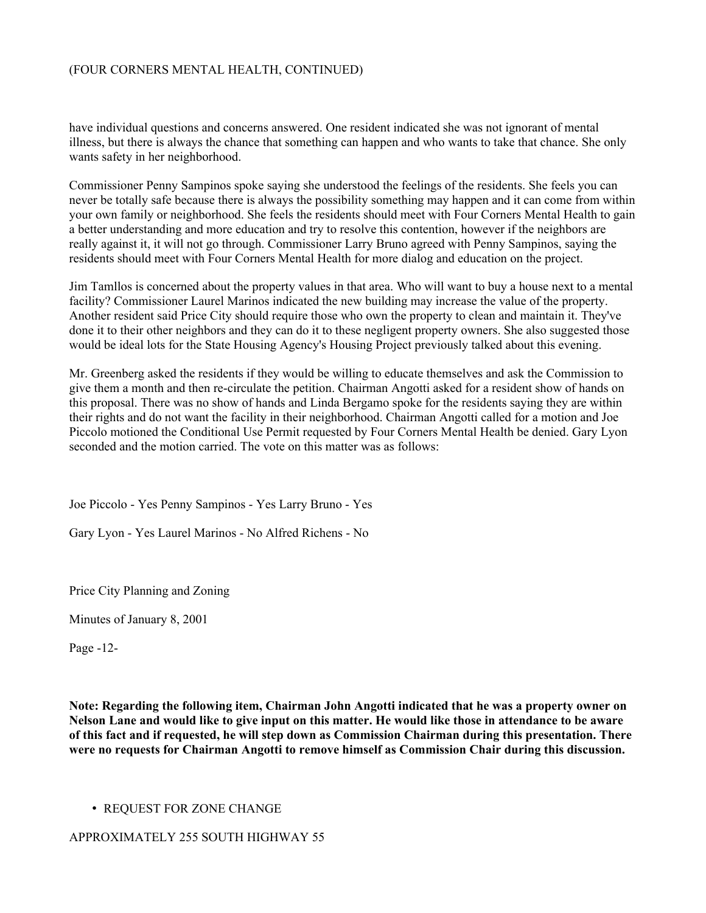(FOUR CORNERS MENTAL HEALTH, CONTINUED)

have individual questions and concerns answered. One resident indicated she was not ignorant of mental illness, but there is always the chance that something can happen and who wants to take that chance. She only wants safety in her neighborhood.

Commissioner Penny Sampinos spoke saying she understood the feelings of the residents. She feels you can never be totally safe because there is always the possibility something may happen and it can come from within your own family or neighborhood. She feels the residents should meet with Four Corners Mental Health to gain a better understanding and more education and try to resolve this contention, however if the neighbors are really against it, it will not go through. Commissioner Larry Bruno agreed with Penny Sampinos, saying the residents should meet with Four Corners Mental Health for more dialog and education on the project.

Jim Tamllos is concerned about the property values in that area. Who will want to buy a house next to a mental facility? Commissioner Laurel Marinos indicated the new building may increase the value of the property. Another resident said Price City should require those who own the property to clean and maintain it. They've done it to their other neighbors and they can do it to these negligent property owners. She also suggested those would be ideal lots for the State Housing Agency's Housing Project previously talked about this evening.

Mr. Greenberg asked the residents if they would be willing to educate themselves and ask the Commission to give them a month and then re-circulate the petition. Chairman Angotti asked for a resident show of hands on this proposal. There was no show of hands and Linda Bergamo spoke for the residents saying they are within their rights and do not want the facility in their neighborhood. Chairman Angotti called for a motion and Joe Piccolo motioned the Conditional Use Permit requested by Four Corners Mental Health be denied. Gary Lyon seconded and the motion carried. The vote on this matter was as follows:

Joe Piccolo - Yes Penny Sampinos - Yes Larry Bruno - Yes

Gary Lyon - Yes Laurel Marinos - No Alfred Richens - No

Price City Planning and Zoning

Minutes of January 8, 2001

Page -12-

**Note: Regarding the following item, Chairman John Angotti indicated that he was a property owner on Nelson Lane and would like to give input on this matter. He would like those in attendance to be aware of this fact and if requested, he will step down as Commission Chairman during this presentation. There were no requests for Chairman Angotti to remove himself as Commission Chair during this discussion.**

- REQUEST FOR ZONE CHANGE

APPROXIMATELY 255 SOUTH HIGHWAY 55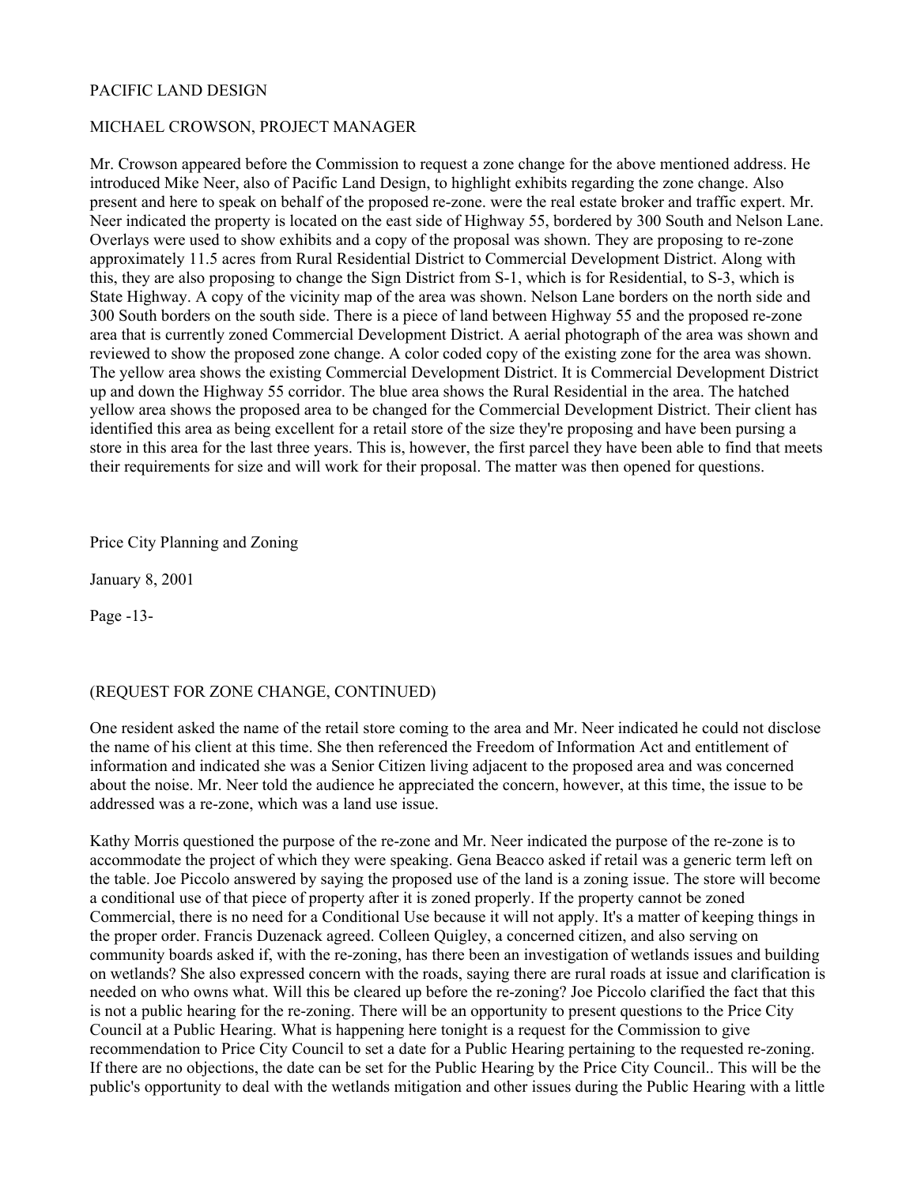PACIFIC LAND DESIGN

MICHAEL CROWSON, PROJECT MANAGER

Mr. Crowson appeared before the Commission to request a zone change for the above mentioned address. He introduced Mike Neer, also of Pacific Land Design, to highlight exhibits regarding the zone change. Also present and here to speak on behalf of the proposed re-zone. were the real estate broker and traffic expert. Mr. Neer indicated the property is located on the east side of Highway 55, bordered by 300 South and Nelson Lane. Overlays were used to show exhibits and a copy of the proposal was shown. They are proposing to re-zone approximately 11.5 acres from Rural Residential District to Commercial Development District. Along with this, they are also proposing to change the Sign District from S-1, which is for Residential, to S-3, which is State Highway. A copy of the vicinity map of the area was shown. Nelson Lane borders on the north side and 300 South borders on the south side. There is a piece of land between Highway 55 and the proposed re-zone area that is currently zoned Commercial Development District. A aerial photograph of the area was shown and reviewed to show the proposed zone change. A color coded copy of the existing zone for the area was shown. The yellow area shows the existing Commercial Development District. It is Commercial Development District up and down the Highway 55 corridor. The blue area shows the Rural Residential in the area. The hatched yellow area shows the proposed area to be changed for the Commercial Development District. Their client has identified this area as being excellent for a retail store of the size they're proposing and have been pursing a store in this area for the last three years. This is, however, the first parcel they have been able to find that meets their requirements for size and will work for their proposal. The matter was then opened for questions.

Price City Planning and Zoning

January 8, 2001

Page -13-

(REQUEST FOR ZONE CHANGE, CONTINUED)

One resident asked the name of the retail store coming to the area and Mr. Neer indicated he could not disclose the name of his client at this time. She then referenced the Freedom of Information Act and entitlement of information and indicated she was a Senior Citizen living adjacent to the proposed area and was concerned about the noise. Mr. Neer told the audience he appreciated the concern, however, at this time, the issue to be addressed was a re-zone, which was a land use issue.

Kathy Morris questioned the purpose of the re-zone and Mr. Neer indicated the purpose of the re-zone is to accommodate the project of which they were speaking. Gena Beacco asked if retail was a generic term left on the table. Joe Piccolo answered by saying the proposed use of the land is a zoning issue. The store will become a conditional use of that piece of property after it is zoned properly. If the property cannot be zoned Commercial, there is no need for a Conditional Use because it will not apply. It's a matter of keeping things in the proper order. Francis Duzenack agreed. Colleen Quigley, a concerned citizen, and also serving on community boards asked if, with the re-zoning, has there been an investigation of wetlands issues and building on wetlands? She also expressed concern with the roads, saying there are rural roads at issue and clarification is needed on who owns what. Will this be cleared up before the re-zoning? Joe Piccolo clarified the fact that this is not a public hearing for the re-zoning. There will be an opportunity to present questions to the Price City Council at a Public Hearing. What is happening here tonight is a request for the Commission to give recommendation to Price City Council to set a date for a Public Hearing pertaining to the requested re-zoning. If there are no objections, the date can be set for the Public Hearing by the Price City Council.. This will be the public's opportunity to deal with the wetlands mitigation and other issues during the Public Hearing with a little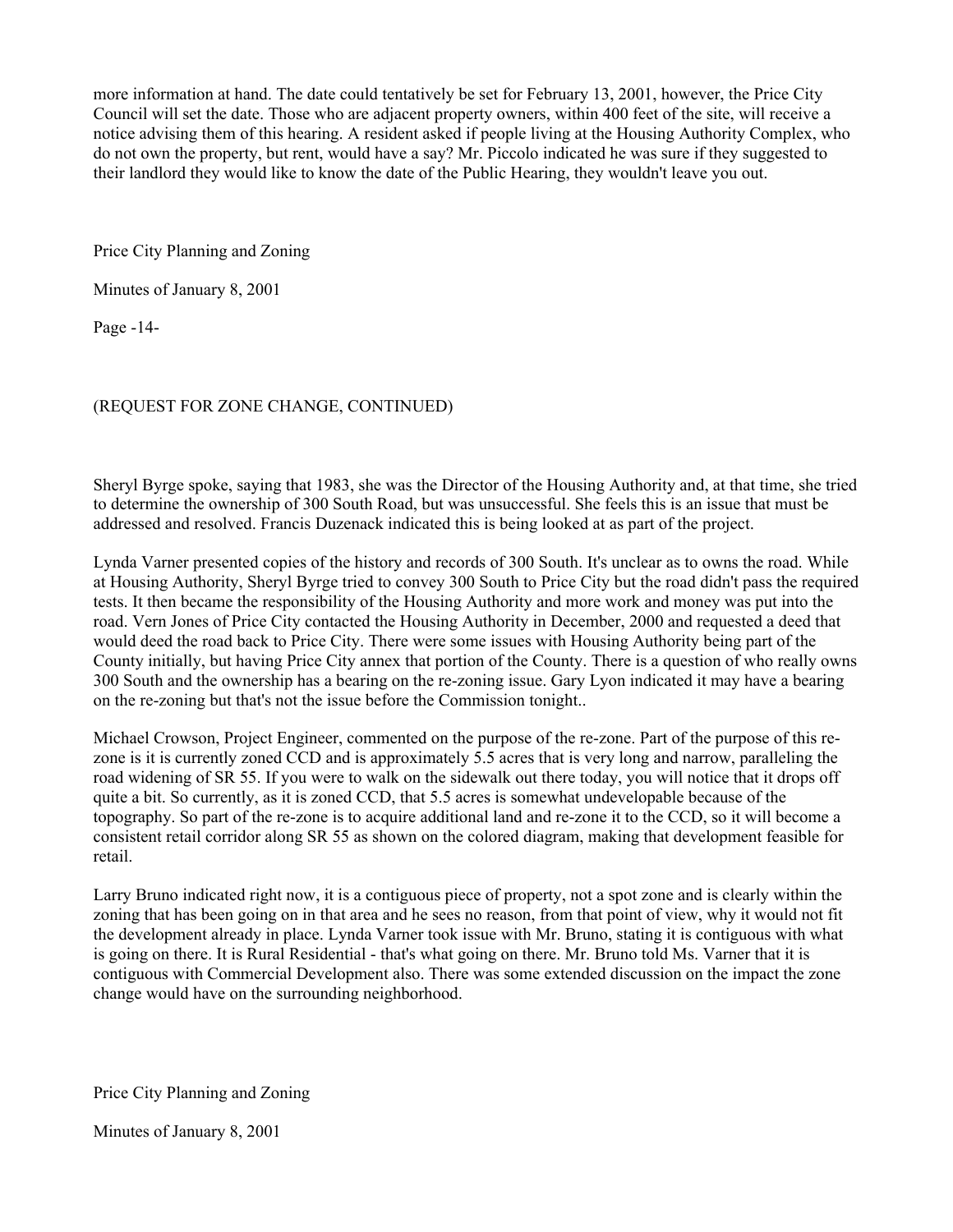more information at hand. The date could tentatively be set for February 13, 2001, however, the Price City Council will set the date. Those who are adjacent property owners, within 400 feet of the site, will receive a notice advising them of this hearing. A resident asked if people living at the Housing Authority Complex, who do not own the property, but rent, would have a say? Mr. Piccolo indicated he was sure if they suggested to their landlord they would like to know the date of the Public Hearing, they wouldn't leave you out.

(REQUEST FOR ZONE CHANGE, CONTINUED)

Sheryl Byrge spoke, saying that 1983, she was the Director of the Housing Authority and, at that time, she tried to determine the ownership of 300 South Road, but was unsuccessful. She feels this is an issue that must be addressed and resolved. Francis Duzenack indicated this is being looked at as part of the project.

Lynda Varner presented copies of the history and records of 300 South. It's unclear as to owns the road. While at Housing Authority, Sheryl Byrge tried to convey 300 South to Price City but the road didn't pass the required tests. It then became the responsibility of the Housing Authority and more work and money was put into the road. Vern Jones of Price City contacted the Housing Authority in December, 2000 and requested a deed that would deed the road back to Price City. There were some issues with Housing Authority being part of the County initially, but having Price City annex that portion of the County. There is a question of who really owns 300 South and the ownership has a bearing on the re-zoning issue. Gary Lyon indicated it may have a bearing on the re-zoning but that's not the issue before the Commission tonight..

Michael Crowson, Project Engineer, commented on the purpose of the re-zone. Part of the purpose of this re-zone is it is currently zoned CCD and is approximately 5.5 acres that is very long and narrow, paralleling the road widening of SR 55. If you were to walk on the sidewalk out there today, you will notice that it drops off quite a bit. So currently, as it is zoned CCD, that 5.5 acres is somewhat undevelopable because of the topography. So part of the re-zone is to acquire additional land and re-zone it to the CCD, so it will become a consistent retail corridor along SR 55 as shown on the colored diagram, making that development feasible for retail.

Larry Bruno indicated right now, it is a contiguous piece of property, not a spot zone and is clearly within the zoning that has been going on in that area and he sees no reason, from that point of view, why it would not fit the development already in place. Lynda Varner took issue with Mr. Bruno, stating it is contiguous with what is going on there. It is Rural Residential - that's what going on there. Mr. Bruno told Ms. Varner that it is contiguous with Commercial Development also. There was some extended discussion on the impact the zone change would have on the surrounding neighborhood.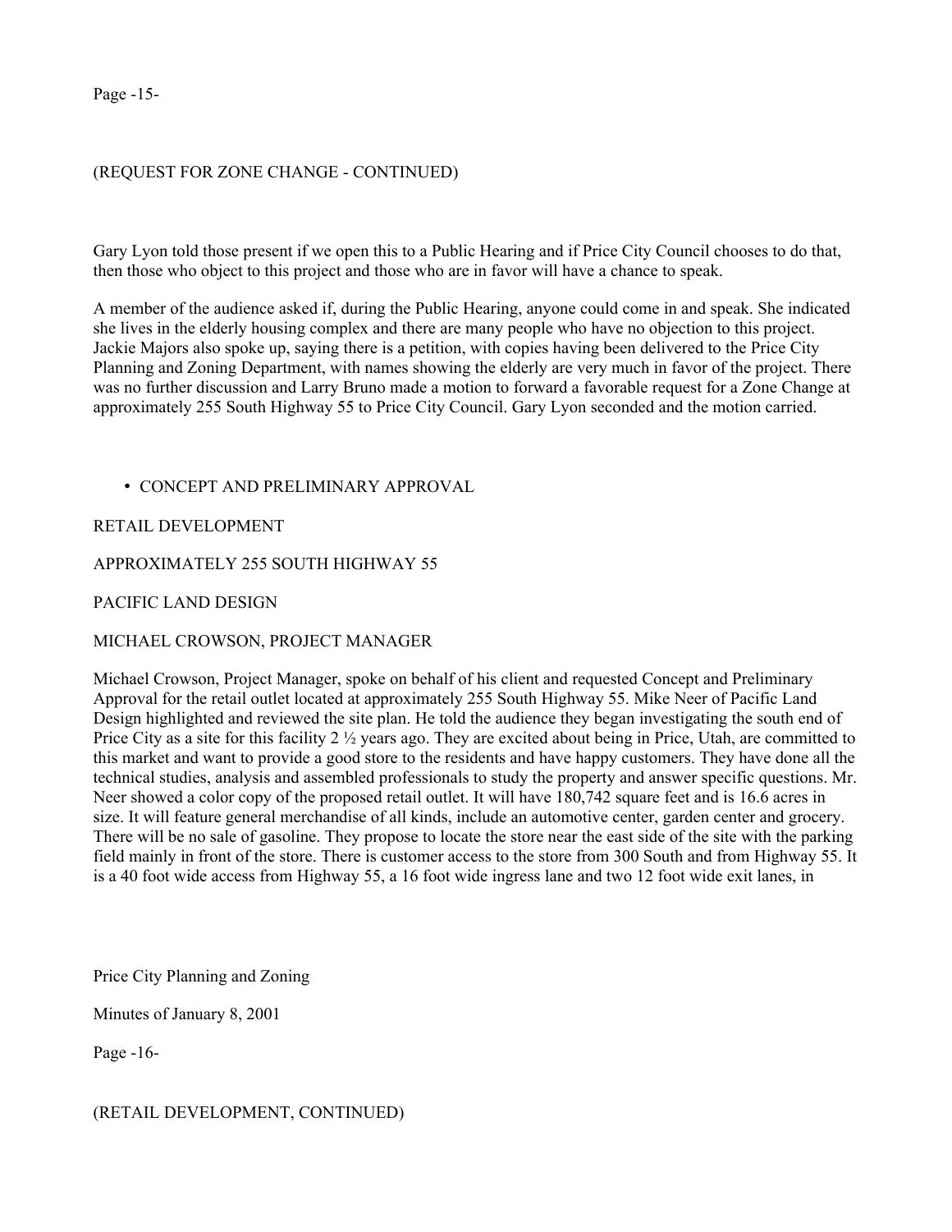(REQUEST FOR ZONE CHANGE - CONTINUED)

Gary Lyon told those present if we open this to a Public Hearing and if Price City Council chooses to do that, then those who object to this project and those who are in favor will have a chance to speak.

A member of the audience asked if, during the Public Hearing, anyone could come in and speak. She indicated she lives in the elderly housing complex and there are many people who have no objection to this project. Jackie Majors also spoke up, saying there is a petition, with copies having been delivered to the Price City Planning and Zoning Department, with names showing the elderly are very much in favor of the project. There was no further discussion and Larry Bruno made a motion to forward a favorable request for a Zone Change at approximately 255 South Highway 55 to Price City Council. Gary Lyon seconded and the motion carried.

- CONCEPT AND PRELIMINARY APPROVAL

RETAIL DEVELOPMENT

APPROXIMATELY 255 SOUTH HIGHWAY 55

PACIFIC LAND DESIGN

MICHAEL CROWSON, PROJECT MANAGER

Michael Crowson, Project Manager, spoke on behalf of his client and requested Concept and Preliminary Approval for the retail outlet located at approximately 255 South Highway 55. Mike Neer of Pacific Land Design highlighted and reviewed the site plan. He told the audience they began investigating the south end of Price City as a site for this facility 2 ½ years ago. They are excited about being in Price, Utah, are committed to this market and want to provide a good store to the residents and have happy customers. They have done all the technical studies, analysis and assembled professionals to study the property and answer specific questions. Mr. Neer showed a color copy of the proposed retail outlet. It will have 180,742 square feet and is 16.6 acres in size. It will feature general merchandise of all kinds, include an automotive center, garden center and grocery. There will be no sale of gasoline. They propose to locate the store near the east side of the site with the parking field mainly in front of the store. There is customer access to the store from 300 South and from Highway 55. It is a 40 foot wide access from Highway 55, a 16 foot wide ingress lane and two 12 foot wide exit lanes, in

(RETAIL DEVELOPMENT, CONTINUED)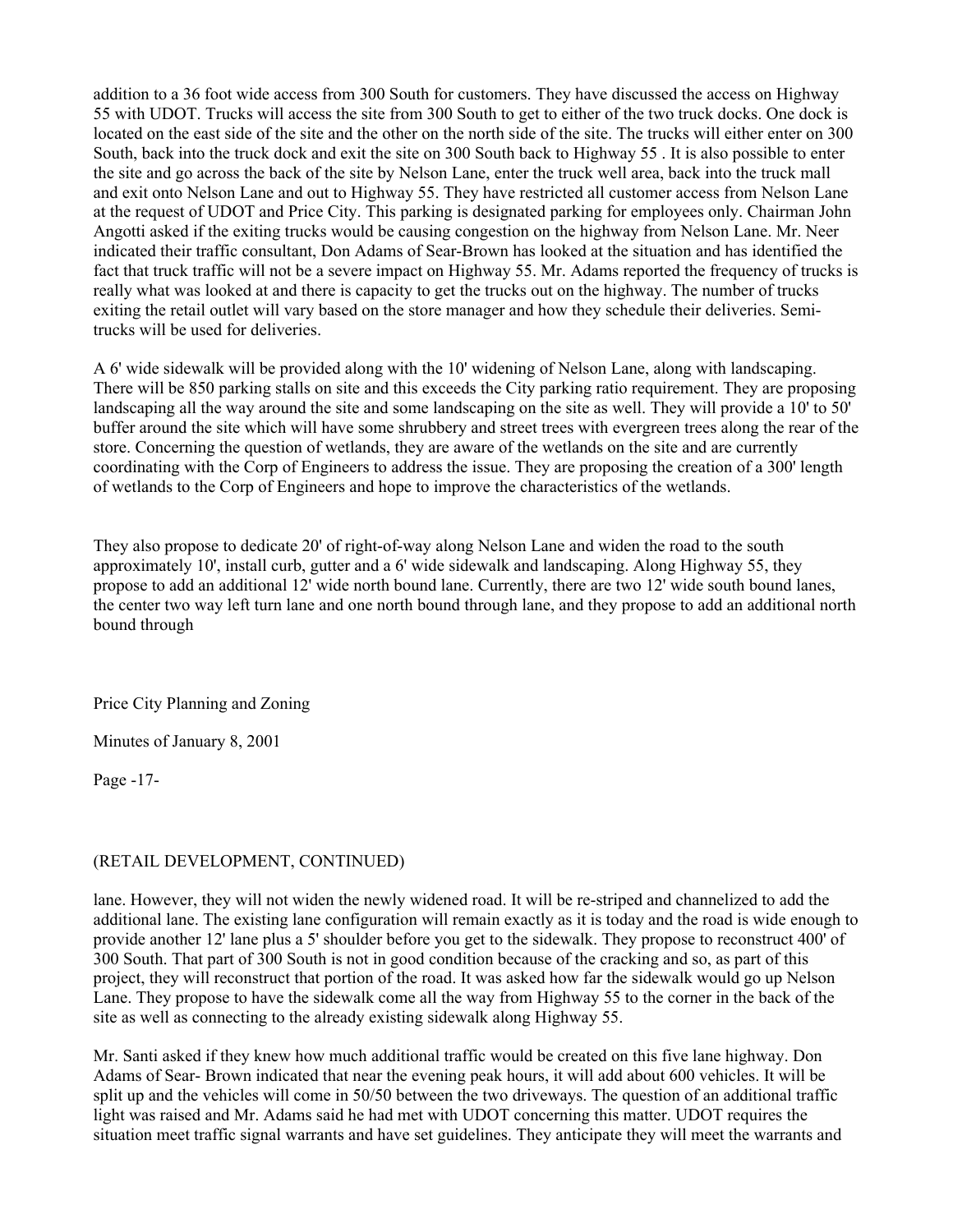addition to a 36 foot wide access from 300 South for customers. They have discussed the access on Highway 55 with UDOT. Trucks will access the site from 300 South to get to either of the two truck docks. One dock is located on the east side of the site and the other on the north side of the site. The trucks will either enter on 300 South, back into the truck dock and exit the site on 300 South back to Highway 55 . It is also possible to enter the site and go across the back of the site by Nelson Lane, enter the truck well area, back into the truck mall and exit onto Nelson Lane and out to Highway 55. They have restricted all customer access from Nelson Lane at the request of UDOT and Price City. This parking is designated parking for employees only. Chairman John Angotti asked if the exiting trucks would be causing congestion on the highway from Nelson Lane. Mr. Neer indicated their traffic consultant, Don Adams of Sear-Brown has looked at the situation and has identified the fact that truck traffic will not be a severe impact on Highway 55. Mr. Adams reported the frequency of trucks is really what was looked at and there is capacity to get the trucks out on the highway. The number of trucks exiting the retail outlet will vary based on the store manager and how they schedule their deliveries. Semi-trucks will be used for deliveries.

A 6' wide sidewalk will be provided along with the 10' widening of Nelson Lane, along with landscaping. There will be 850 parking stalls on site and this exceeds the City parking ratio requirement. They are proposing landscaping all the way around the site and some landscaping on the site as well. They will provide a 10' to 50' buffer around the site which will have some shrubbery and street trees with evergreen trees along the rear of the store. Concerning the question of wetlands, they are aware of the wetlands on the site and are currently coordinating with the Corp of Engineers to address the issue. They are proposing the creation of a 300' length of wetlands to the Corp of Engineers and hope to improve the characteristics of the wetlands.

They also propose to dedicate 20' of right-of-way along Nelson Lane and widen the road to the south approximately 10', install curb, gutter and a 6' wide sidewalk and landscaping. Along Highway 55, they propose to add an additional 12' wide north bound lane. Currently, there are two 12' wide south bound lanes, the center two way left turn lane and one north bound through lane, and they propose to add an additional north bound through

(RETAIL DEVELOPMENT, CONTINUED)

lane. However, they will not widen the newly widened road. It will be re-striped and channelized to add the additional lane. The existing lane configuration will remain exactly as it is today and the road is wide enough to provide another 12' lane plus a 5' shoulder before you get to the sidewalk. They propose to reconstruct 400' of 300 South. That part of 300 South is not in good condition because of the cracking and so, as part of this project, they will reconstruct that portion of the road. It was asked how far the sidewalk would go up Nelson Lane. They propose to have the sidewalk come all the way from Highway 55 to the corner in the back of the site as well as connecting to the already existing sidewalk along Highway 55.

Mr. Santi asked if they knew how much additional traffic would be created on this five lane highway. Don Adams of Sear- Brown indicated that near the evening peak hours, it will add about 600 vehicles. It will be split up and the vehicles will come in 50/50 between the two driveways. The question of an additional traffic light was raised and Mr. Adams said he had met with UDOT concerning this matter. UDOT requires the situation meet traffic signal warrants and have set guidelines. They anticipate they will meet the warrants and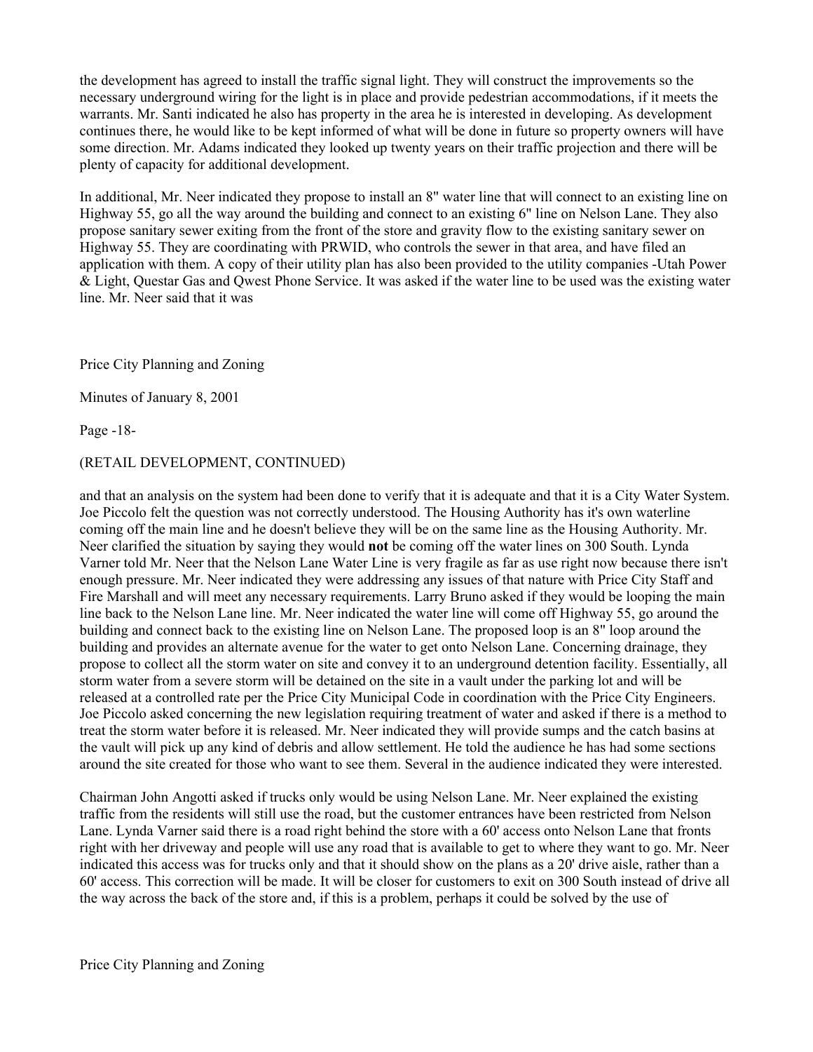the development has agreed to install the traffic signal light. They will construct the improvements so the necessary underground wiring for the light is in place and provide pedestrian accommodations, if it meets the warrants. Mr. Santi indicated he also has property in the area he is interested in developing. As development continues there, he would like to be kept informed of what will be done in future so property owners will have some direction. Mr. Adams indicated they looked up twenty years on their traffic projection and there will be plenty of capacity for additional development.

In additional, Mr. Neer indicated they propose to install an 8" water line that will connect to an existing line on Highway 55, go all the way around the building and connect to an existing 6" line on Nelson Lane. They also propose sanitary sewer exiting from the front of the store and gravity flow to the existing sanitary sewer on Highway 55. They are coordinating with PRWID, who controls the sewer in that area, and have filed an application with them. A copy of their utility plan has also been provided to the utility companies -Utah Power & Light, Questar Gas and Qwest Phone Service. It was asked if the water line to be used was the existing water line. Mr. Neer said that it was

(RETAIL DEVELOPMENT, CONTINUED)

and that an analysis on the system had been done to verify that it is adequate and that it is a City Water System. Joe Piccolo felt the question was not correctly understood. The Housing Authority has it's own waterline coming off the main line and he doesn't believe they will be on the same line as the Housing Authority. Mr. Neer clarified the situation by saying they would **not** be coming off the water lines on 300 South. Lynda Varner told Mr. Neer that the Nelson Lane Water Line is very fragile as far as use right now because there isn't enough pressure. Mr. Neer indicated they were addressing any issues of that nature with Price City Staff and Fire Marshall and will meet any necessary requirements. Larry Bruno asked if they would be looping the main line back to the Nelson Lane line. Mr. Neer indicated the water line will come off Highway 55, go around the building and connect back to the existing line on Nelson Lane. The proposed loop is an 8" loop around the building and provides an alternate avenue for the water to get onto Nelson Lane. Concerning drainage, they propose to collect all the storm water on site and convey it to an underground detention facility. Essentially, all storm water from a severe storm will be detained on the site in a vault under the parking lot and will be released at a controlled rate per the Price City Municipal Code in coordination with the Price City Engineers. Joe Piccolo asked concerning the new legislation requiring treatment of water and asked if there is a method to treat the storm water before it is released. Mr. Neer indicated they will provide sumps and the catch basins at the vault will pick up any kind of debris and allow settlement. He told the audience he has had some sections around the site created for those who want to see them. Several in the audience indicated they were interested.

Chairman John Angotti asked if trucks only would be using Nelson Lane. Mr. Neer explained the existing traffic from the residents will still use the road, but the customer entrances have been restricted from Nelson Lane. Lynda Varner said there is a road right behind the store with a 60' access onto Nelson Lane that fronts right with her driveway and people will use any road that is available to get to where they want to go. Mr. Neer indicated this access was for trucks only and that it should show on the plans as a 20' drive aisle, rather than a 60' access. This correction will be made. It will be closer for customers to exit on 300 South instead of drive all the way across the back of the store and, if this is a problem, perhaps it could be solved by the use of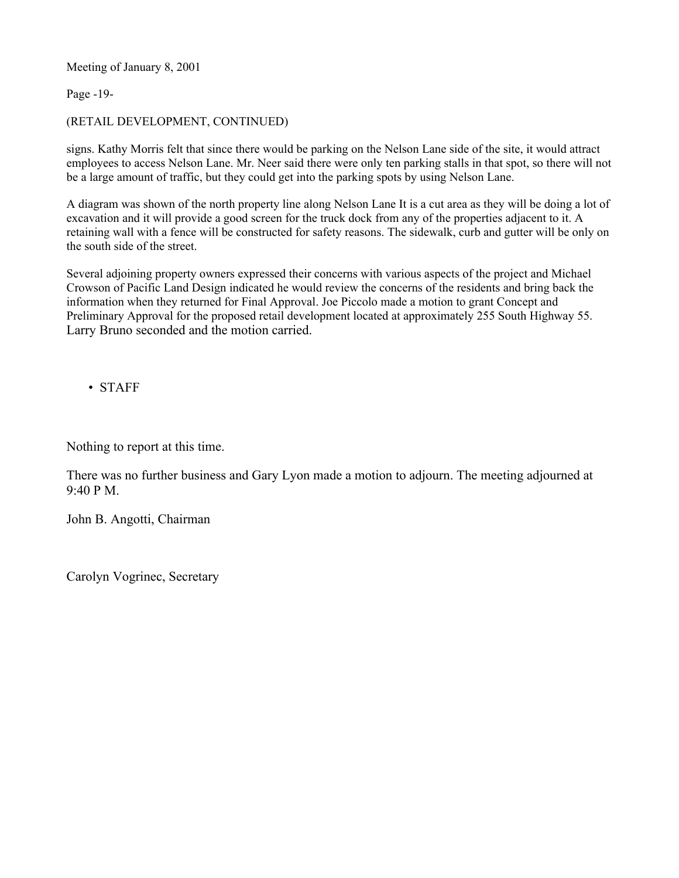(RETAIL DEVELOPMENT, CONTINUED)

signs. Kathy Morris felt that since there would be parking on the Nelson Lane side of the site, it would attract employees to access Nelson Lane. Mr. Neer said there were only ten parking stalls in that spot, so there will not be a large amount of traffic, but they could get into the parking spots by using Nelson Lane.

A diagram was shown of the north property line along Nelson Lane It is a cut area as they will be doing a lot of excavation and it will provide a good screen for the truck dock from any of the properties adjacent to it. A retaining wall with a fence will be constructed for safety reasons. The sidewalk, curb and gutter will be only on the south side of the street.

Several adjoining property owners expressed their concerns with various aspects of the project and Michael Crowson of Pacific Land Design indicated he would review the concerns of the residents and bring back the information when they returned for Final Approval. Joe Piccolo made a motion to grant Concept and Preliminary Approval for the proposed retail development located at approximately 255 South Highway 55. Larry Bruno seconded and the motion carried.

- STAFF

Nothing to report at this time.

There was no further business and Gary Lyon made a motion to adjourn. The meeting adjourned at 9:40 P M.

John B. Angotti, Chairman

Carolyn Vogrinec, Secretary